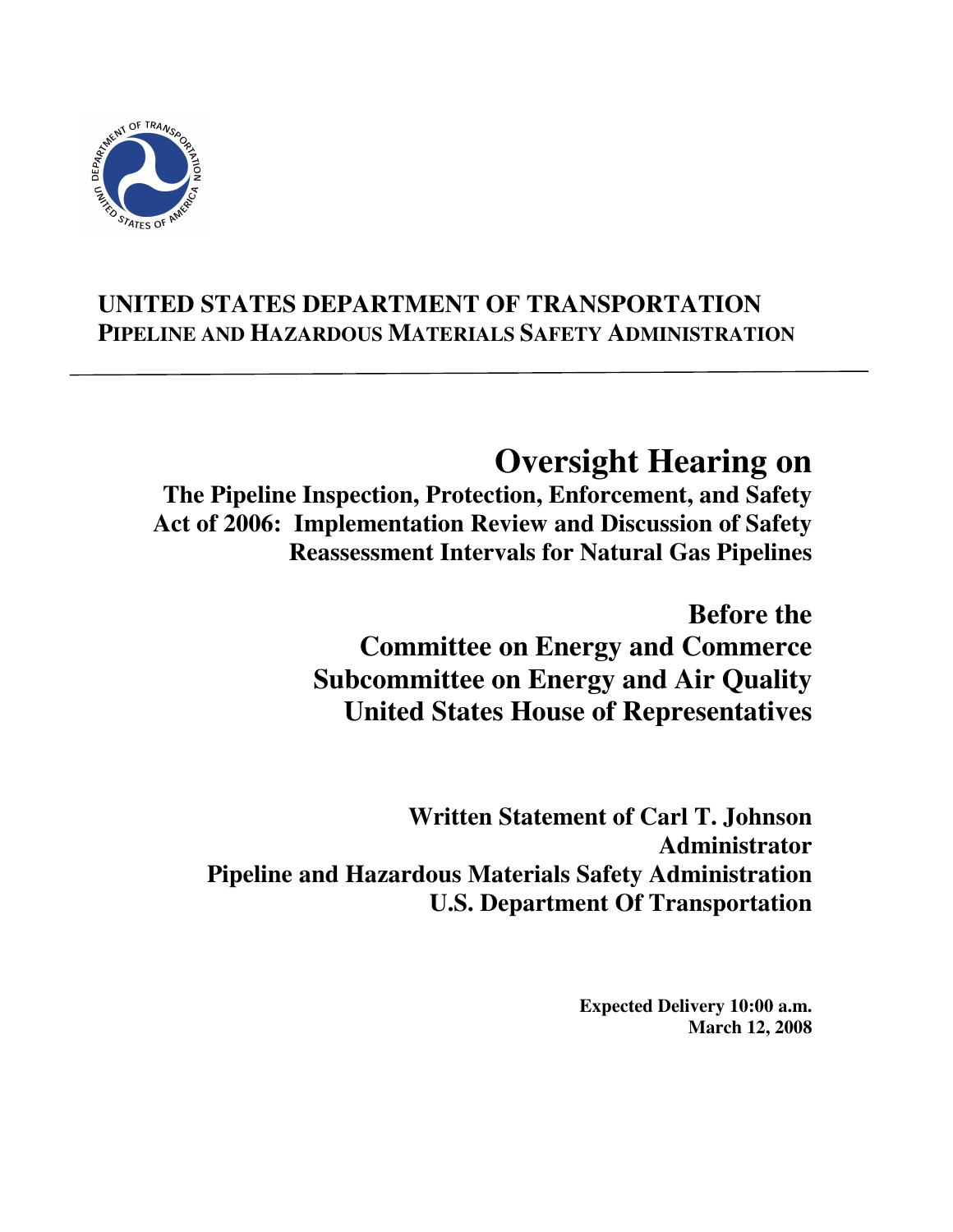**UNITED STATES DEPARTMENT OF TRANSPORTATION**
**PIPELINE AND HAZARDOUS MATERIALS SAFETY ADMINISTRATION**

---

# Oversight Hearing on

## The Pipeline Inspection, Protection, Enforcement, and Safety Act of 2006: Implementation Review and Discussion of Safety Reassessment Intervals for Natural Gas Pipelines

## Before the Committee on Energy and Commerce Subcommittee on Energy and Air Quality United States House of Representatives

**Written Statement of Carl T. Johnson**
**Administrator**
**Pipeline and Hazardous Materials Safety Administration**
**U.S. Department Of Transportation**

**Expected Delivery 10:00 a.m.**
**March 12, 2008**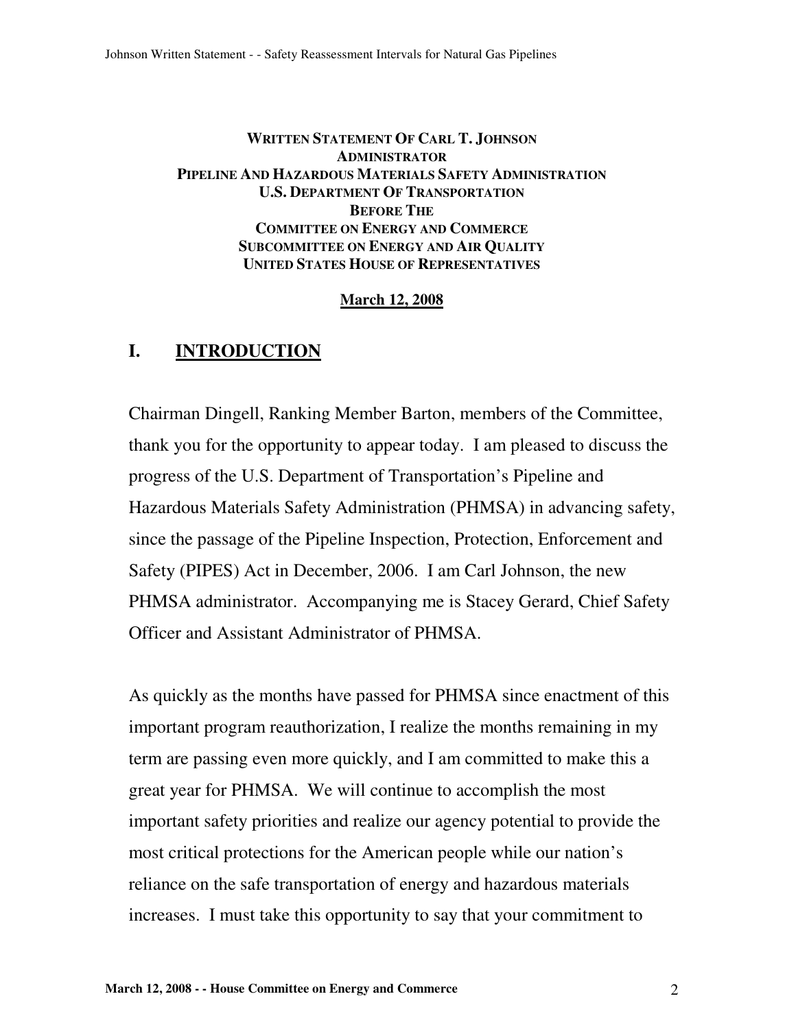**WRITTEN STATEMENT OF CARL T. JOHNSON**
**ADMINISTRATOR**
**PIPELINE AND HAZARDOUS MATERIALS SAFETY ADMINISTRATION**
**U.S. DEPARTMENT OF TRANSPORTATION**
**BEFORE THE**
**COMMITTEE ON ENERGY AND COMMERCE**
**SUBCOMMITTEE ON ENERGY AND AIR QUALITY**
**UNITED STATES HOUSE OF REPRESENTATIVES**

**March 12, 2008**

## I. INTRODUCTION

Chairman Dingell, Ranking Member Barton, members of the Committee, thank you for the opportunity to appear today. I am pleased to discuss the progress of the U.S. Department of Transportation's Pipeline and Hazardous Materials Safety Administration (PHMSA) in advancing safety, since the passage of the Pipeline Inspection, Protection, Enforcement and Safety (PIPES) Act in December, 2006. I am Carl Johnson, the new PHMSA administrator. Accompanying me is Stacey Gerard, Chief Safety Officer and Assistant Administrator of PHMSA.

As quickly as the months have passed for PHMSA since enactment of this important program reauthorization, I realize the months remaining in my term are passing even more quickly, and I am committed to make this a great year for PHMSA. We will continue to accomplish the most important safety priorities and realize our agency potential to provide the most critical protections for the American people while our nation's reliance on the safe transportation of energy and hazardous materials increases. I must take this opportunity to say that your commitment to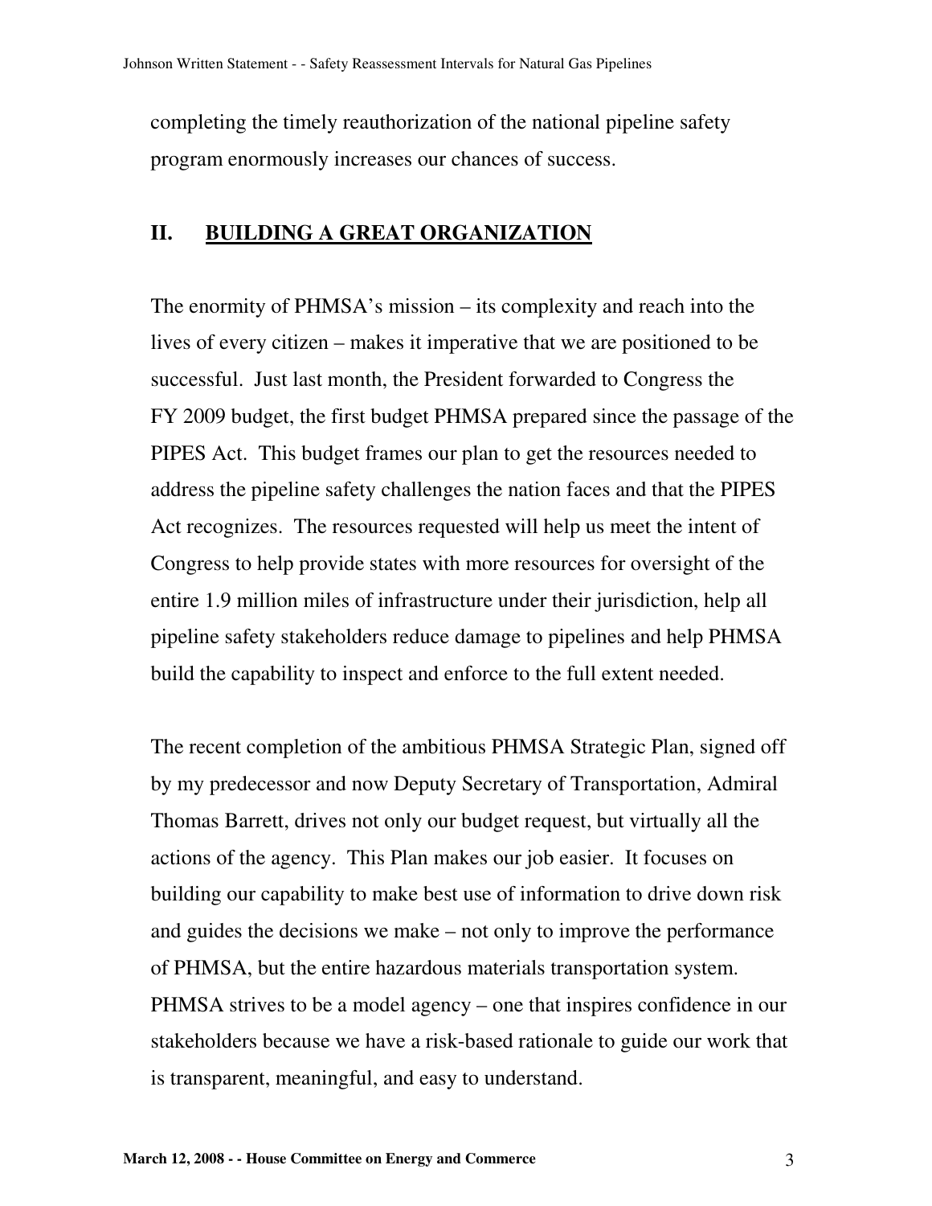completing the timely reauthorization of the national pipeline safety program enormously increases our chances of success.

## II. BUILDING A GREAT ORGANIZATION

The enormity of PHMSA's mission – its complexity and reach into the lives of every citizen – makes it imperative that we are positioned to be successful. Just last month, the President forwarded to Congress the FY 2009 budget, the first budget PHMSA prepared since the passage of the PIPES Act. This budget frames our plan to get the resources needed to address the pipeline safety challenges the nation faces and that the PIPES Act recognizes. The resources requested will help us meet the intent of Congress to help provide states with more resources for oversight of the entire 1.9 million miles of infrastructure under their jurisdiction, help all pipeline safety stakeholders reduce damage to pipelines and help PHMSA build the capability to inspect and enforce to the full extent needed.

The recent completion of the ambitious PHMSA Strategic Plan, signed off by my predecessor and now Deputy Secretary of Transportation, Admiral Thomas Barrett, drives not only our budget request, but virtually all the actions of the agency. This Plan makes our job easier. It focuses on building our capability to make best use of information to drive down risk and guides the decisions we make – not only to improve the performance of PHMSA, but the entire hazardous materials transportation system. PHMSA strives to be a model agency – one that inspires confidence in our stakeholders because we have a risk-based rationale to guide our work that is transparent, meaningful, and easy to understand.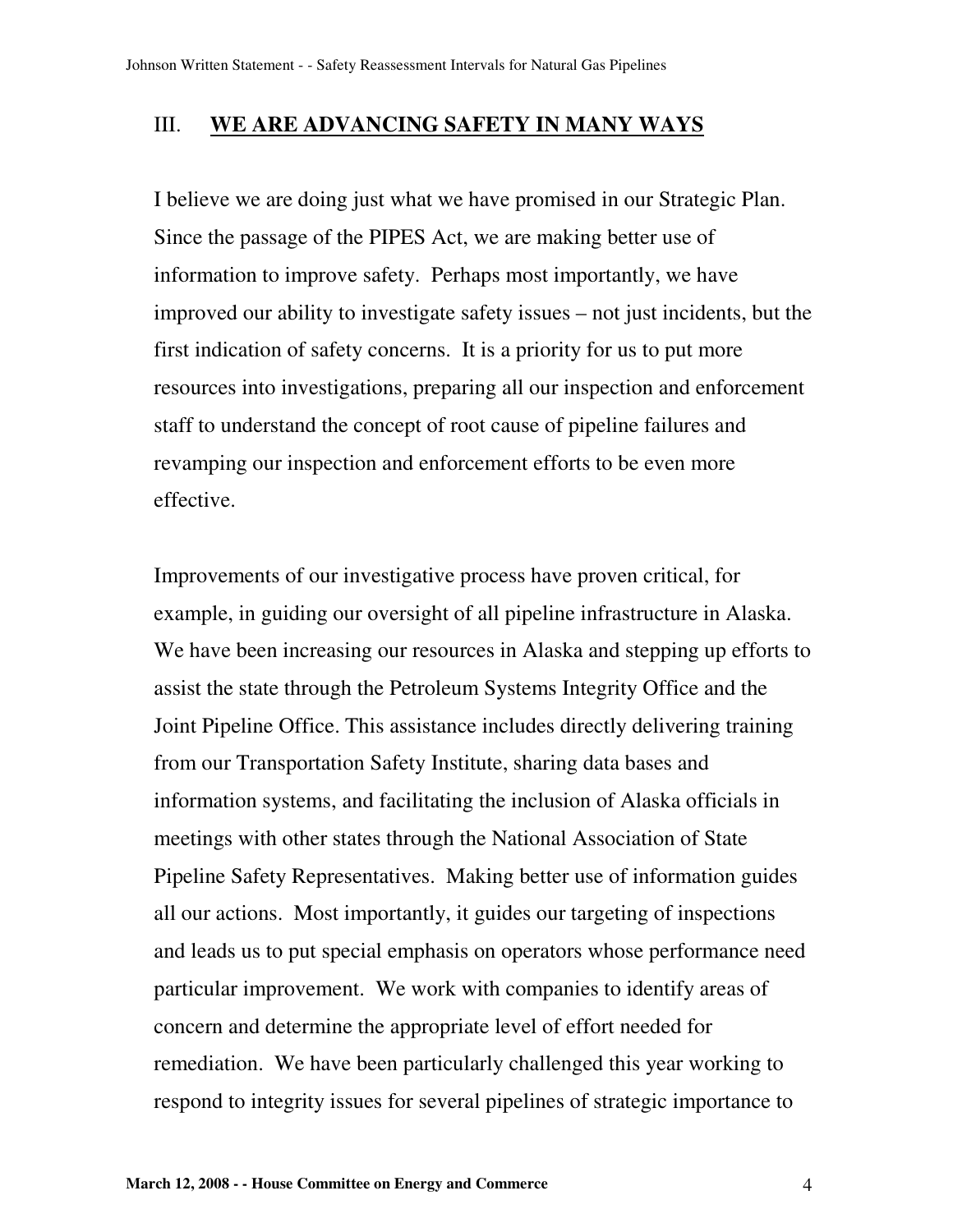## III. **WE ARE ADVANCING SAFETY IN MANY WAYS**

I believe we are doing just what we have promised in our Strategic Plan. Since the passage of the PIPES Act, we are making better use of information to improve safety. Perhaps most importantly, we have improved our ability to investigate safety issues – not just incidents, but the first indication of safety concerns. It is a priority for us to put more resources into investigations, preparing all our inspection and enforcement staff to understand the concept of root cause of pipeline failures and revamping our inspection and enforcement efforts to be even more effective.

Improvements of our investigative process have proven critical, for example, in guiding our oversight of all pipeline infrastructure in Alaska. We have been increasing our resources in Alaska and stepping up efforts to assist the state through the Petroleum Systems Integrity Office and the Joint Pipeline Office. This assistance includes directly delivering training from our Transportation Safety Institute, sharing data bases and information systems, and facilitating the inclusion of Alaska officials in meetings with other states through the National Association of State Pipeline Safety Representatives. Making better use of information guides all our actions. Most importantly, it guides our targeting of inspections and leads us to put special emphasis on operators whose performance need particular improvement. We work with companies to identify areas of concern and determine the appropriate level of effort needed for remediation. We have been particularly challenged this year working to respond to integrity issues for several pipelines of strategic importance to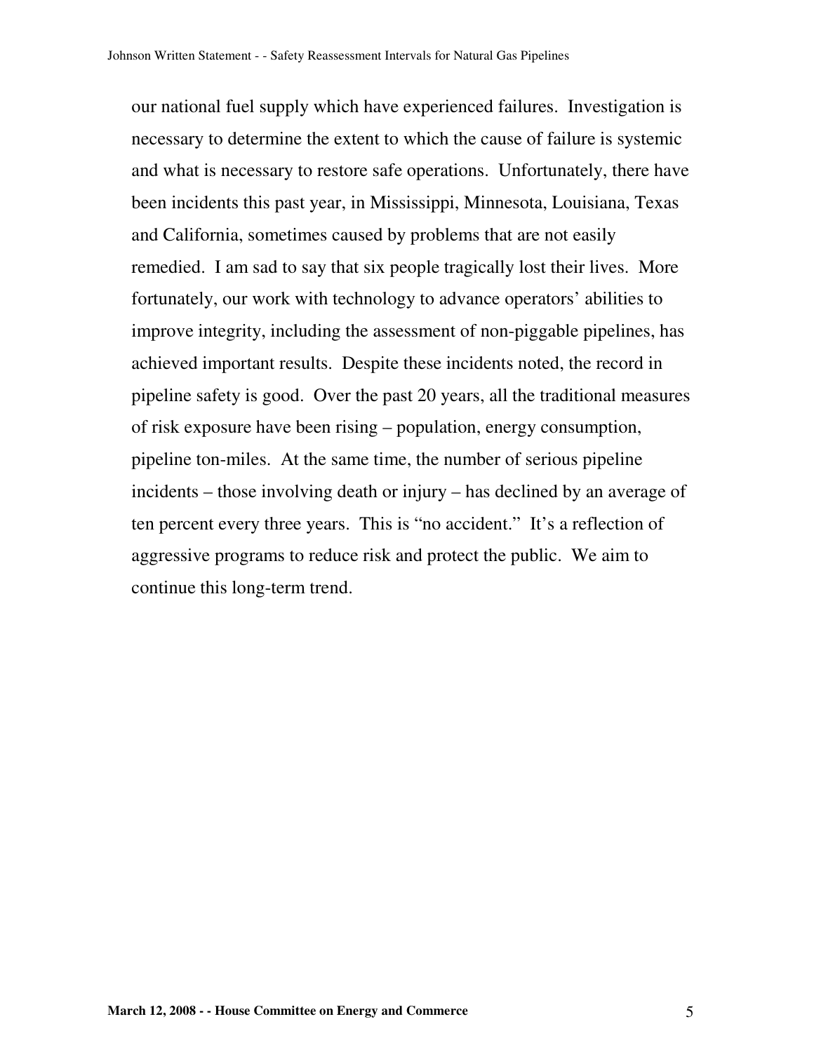our national fuel supply which have experienced failures. Investigation is necessary to determine the extent to which the cause of failure is systemic and what is necessary to restore safe operations. Unfortunately, there have been incidents this past year, in Mississippi, Minnesota, Louisiana, Texas and California, sometimes caused by problems that are not easily remedied. I am sad to say that six people tragically lost their lives. More fortunately, our work with technology to advance operators' abilities to improve integrity, including the assessment of non-piggable pipelines, has achieved important results. Despite these incidents noted, the record in pipeline safety is good. Over the past 20 years, all the traditional measures of risk exposure have been rising – population, energy consumption, pipeline ton-miles. At the same time, the number of serious pipeline incidents – those involving death or injury – has declined by an average of ten percent every three years. This is "no accident." It's a reflection of aggressive programs to reduce risk and protect the public. We aim to continue this long-term trend.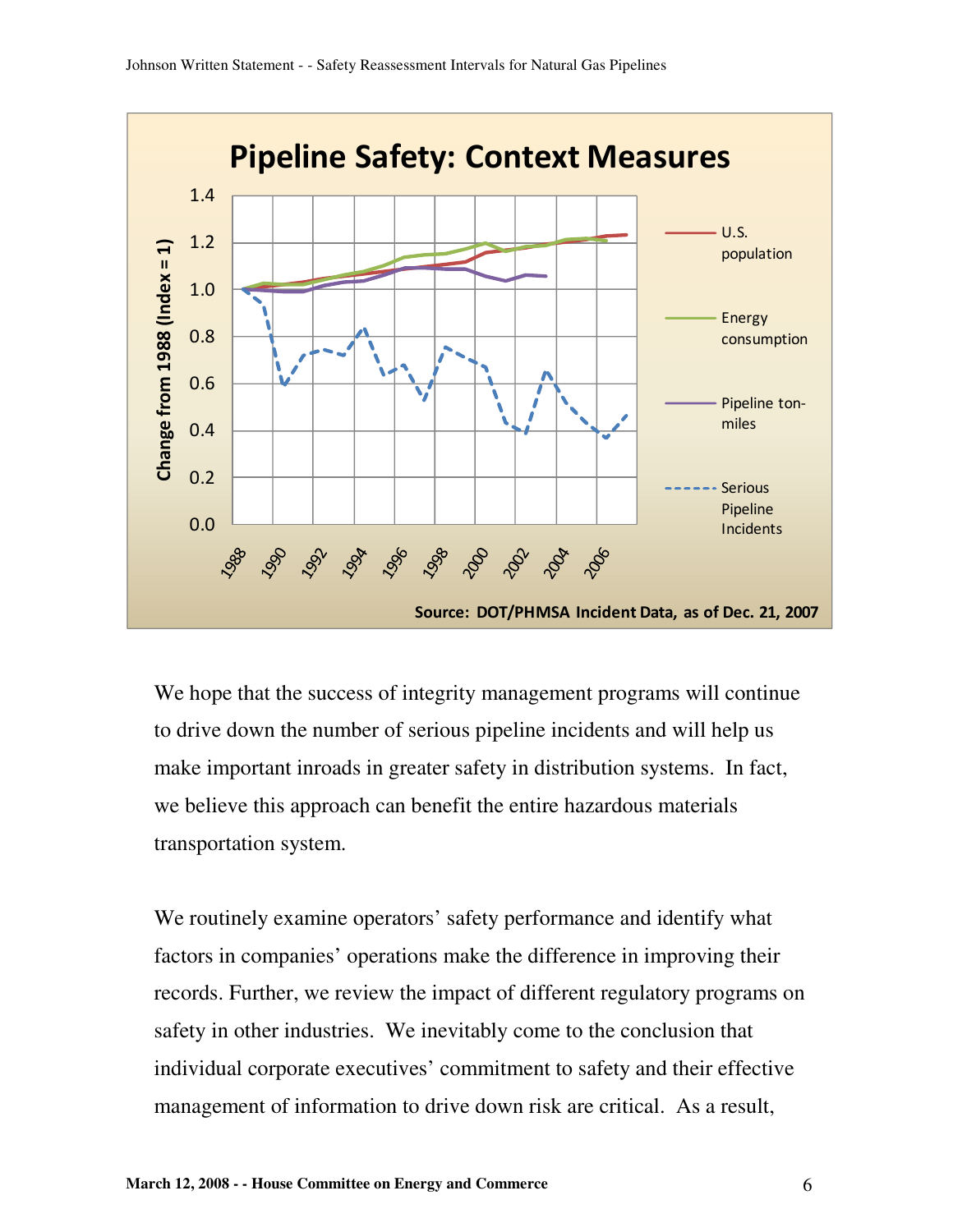## Pipeline Safety: Context Measures

Change from 1988 (Index = 1)

Legend: U.S. population; Energy consumption; Pipeline ton-miles; Serious Pipeline Incidents

Source: DOT/PHMSA Incident Data, as of Dec. 21, 2007

We hope that the success of integrity management programs will continue to drive down the number of serious pipeline incidents and will help us make important inroads in greater safety in distribution systems. In fact, we believe this approach can benefit the entire hazardous materials transportation system.

We routinely examine operators' safety performance and identify what factors in companies' operations make the difference in improving their records. Further, we review the impact of different regulatory programs on safety in other industries. We inevitably come to the conclusion that individual corporate executives' commitment to safety and their effective management of information to drive down risk are critical. As a result,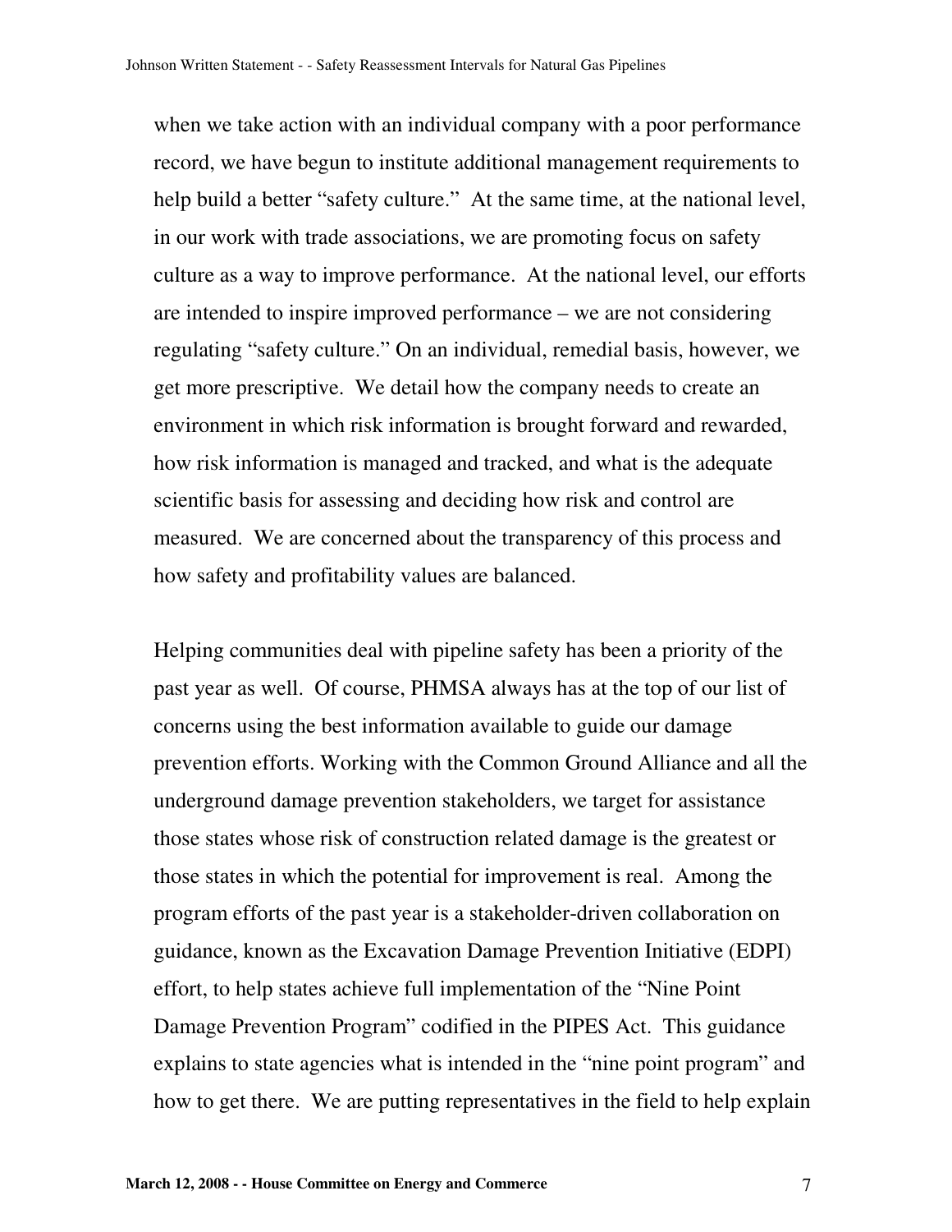when we take action with an individual company with a poor performance record, we have begun to institute additional management requirements to help build a better "safety culture." At the same time, at the national level, in our work with trade associations, we are promoting focus on safety culture as a way to improve performance. At the national level, our efforts are intended to inspire improved performance – we are not considering regulating "safety culture." On an individual, remedial basis, however, we get more prescriptive. We detail how the company needs to create an environment in which risk information is brought forward and rewarded, how risk information is managed and tracked, and what is the adequate scientific basis for assessing and deciding how risk and control are measured. We are concerned about the transparency of this process and how safety and profitability values are balanced.

Helping communities deal with pipeline safety has been a priority of the past year as well. Of course, PHMSA always has at the top of our list of concerns using the best information available to guide our damage prevention efforts. Working with the Common Ground Alliance and all the underground damage prevention stakeholders, we target for assistance those states whose risk of construction related damage is the greatest or those states in which the potential for improvement is real. Among the program efforts of the past year is a stakeholder-driven collaboration on guidance, known as the Excavation Damage Prevention Initiative (EDPI) effort, to help states achieve full implementation of the "Nine Point Damage Prevention Program" codified in the PIPES Act. This guidance explains to state agencies what is intended in the "nine point program" and how to get there. We are putting representatives in the field to help explain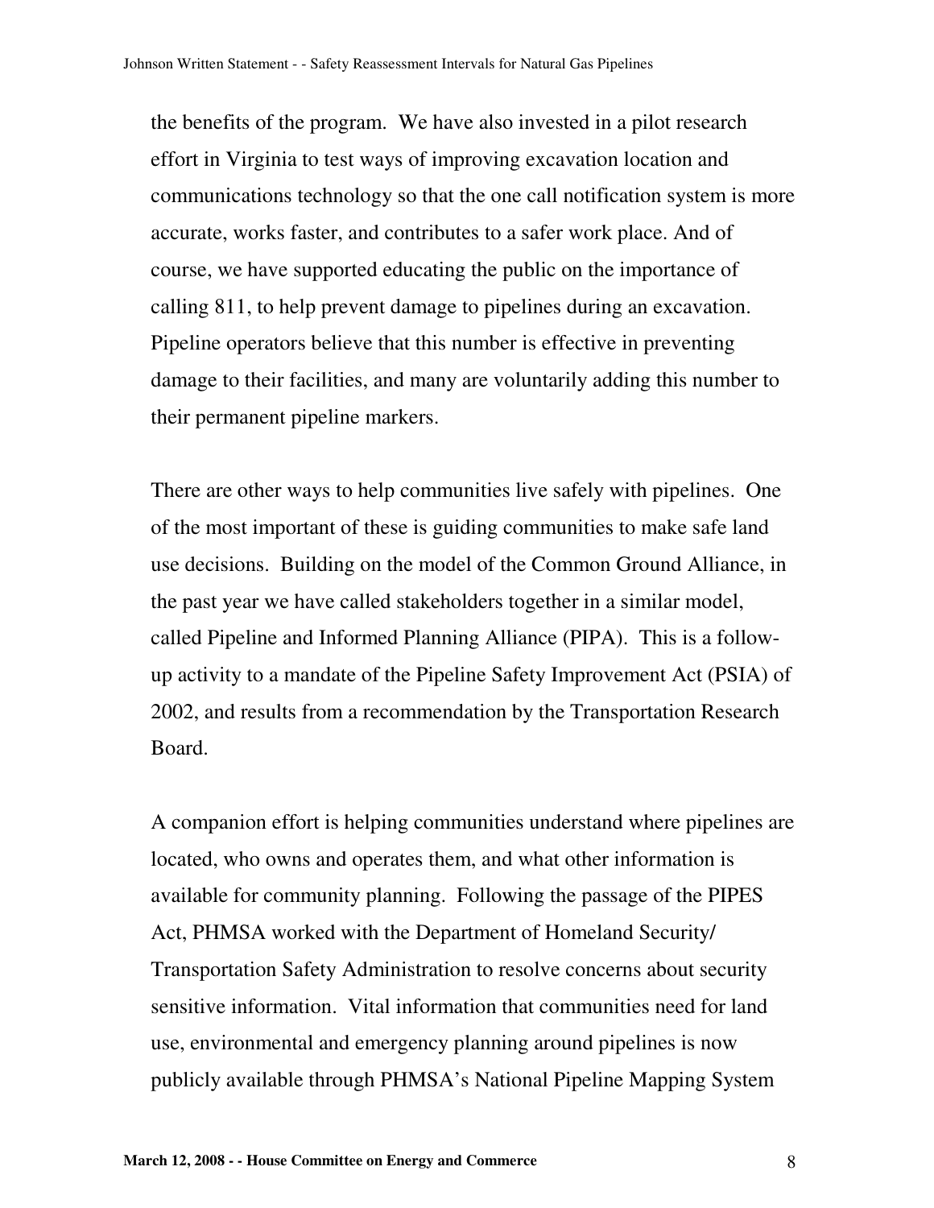the benefits of the program. We have also invested in a pilot research effort in Virginia to test ways of improving excavation location and communications technology so that the one call notification system is more accurate, works faster, and contributes to a safer work place. And of course, we have supported educating the public on the importance of calling 811, to help prevent damage to pipelines during an excavation. Pipeline operators believe that this number is effective in preventing damage to their facilities, and many are voluntarily adding this number to their permanent pipeline markers.

There are other ways to help communities live safely with pipelines. One of the most important of these is guiding communities to make safe land use decisions. Building on the model of the Common Ground Alliance, in the past year we have called stakeholders together in a similar model, called Pipeline and Informed Planning Alliance (PIPA). This is a follow-up activity to a mandate of the Pipeline Safety Improvement Act (PSIA) of 2002, and results from a recommendation by the Transportation Research Board.

A companion effort is helping communities understand where pipelines are located, who owns and operates them, and what other information is available for community planning. Following the passage of the PIPES Act, PHMSA worked with the Department of Homeland Security/ Transportation Safety Administration to resolve concerns about security sensitive information. Vital information that communities need for land use, environmental and emergency planning around pipelines is now publicly available through PHMSA's National Pipeline Mapping System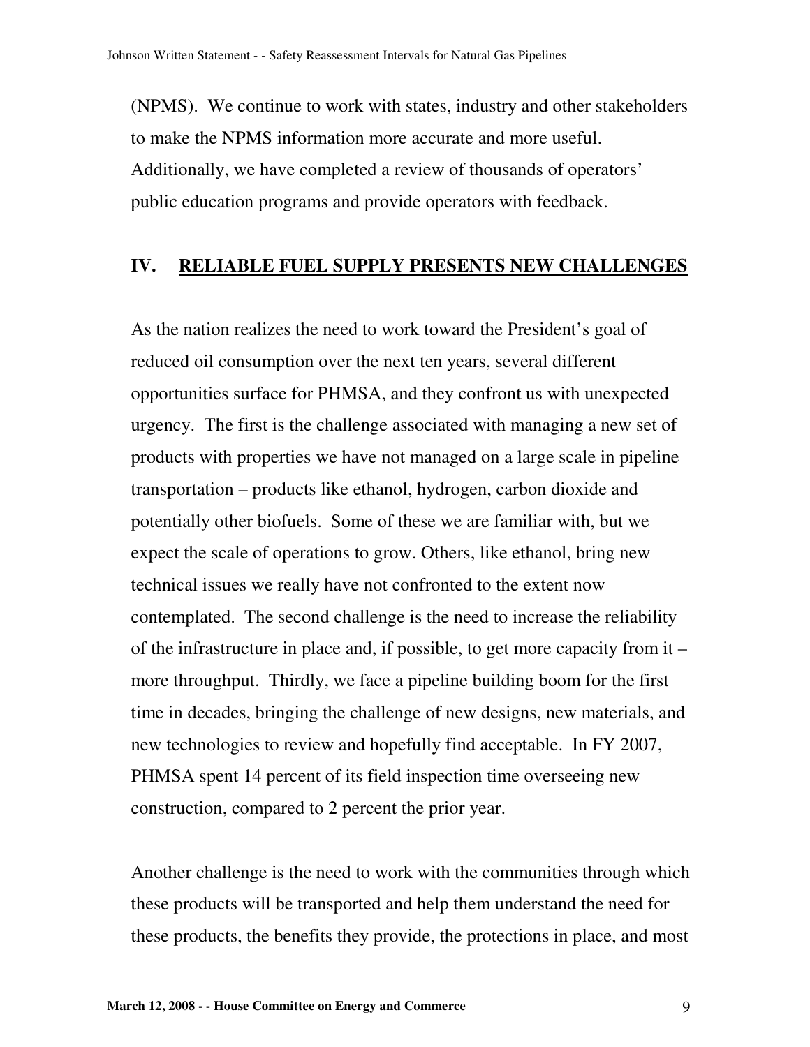(NPMS). We continue to work with states, industry and other stakeholders to make the NPMS information more accurate and more useful. Additionally, we have completed a review of thousands of operators' public education programs and provide operators with feedback.

## IV. <u>RELIABLE FUEL SUPPLY PRESENTS NEW CHALLENGES</u>

As the nation realizes the need to work toward the President's goal of reduced oil consumption over the next ten years, several different opportunities surface for PHMSA, and they confront us with unexpected urgency. The first is the challenge associated with managing a new set of products with properties we have not managed on a large scale in pipeline transportation – products like ethanol, hydrogen, carbon dioxide and potentially other biofuels. Some of these we are familiar with, but we expect the scale of operations to grow. Others, like ethanol, bring new technical issues we really have not confronted to the extent now contemplated. The second challenge is the need to increase the reliability of the infrastructure in place and, if possible, to get more capacity from it – more throughput. Thirdly, we face a pipeline building boom for the first time in decades, bringing the challenge of new designs, new materials, and new technologies to review and hopefully find acceptable. In FY 2007, PHMSA spent 14 percent of its field inspection time overseeing new construction, compared to 2 percent the prior year.

Another challenge is the need to work with the communities through which these products will be transported and help them understand the need for these products, the benefits they provide, the protections in place, and most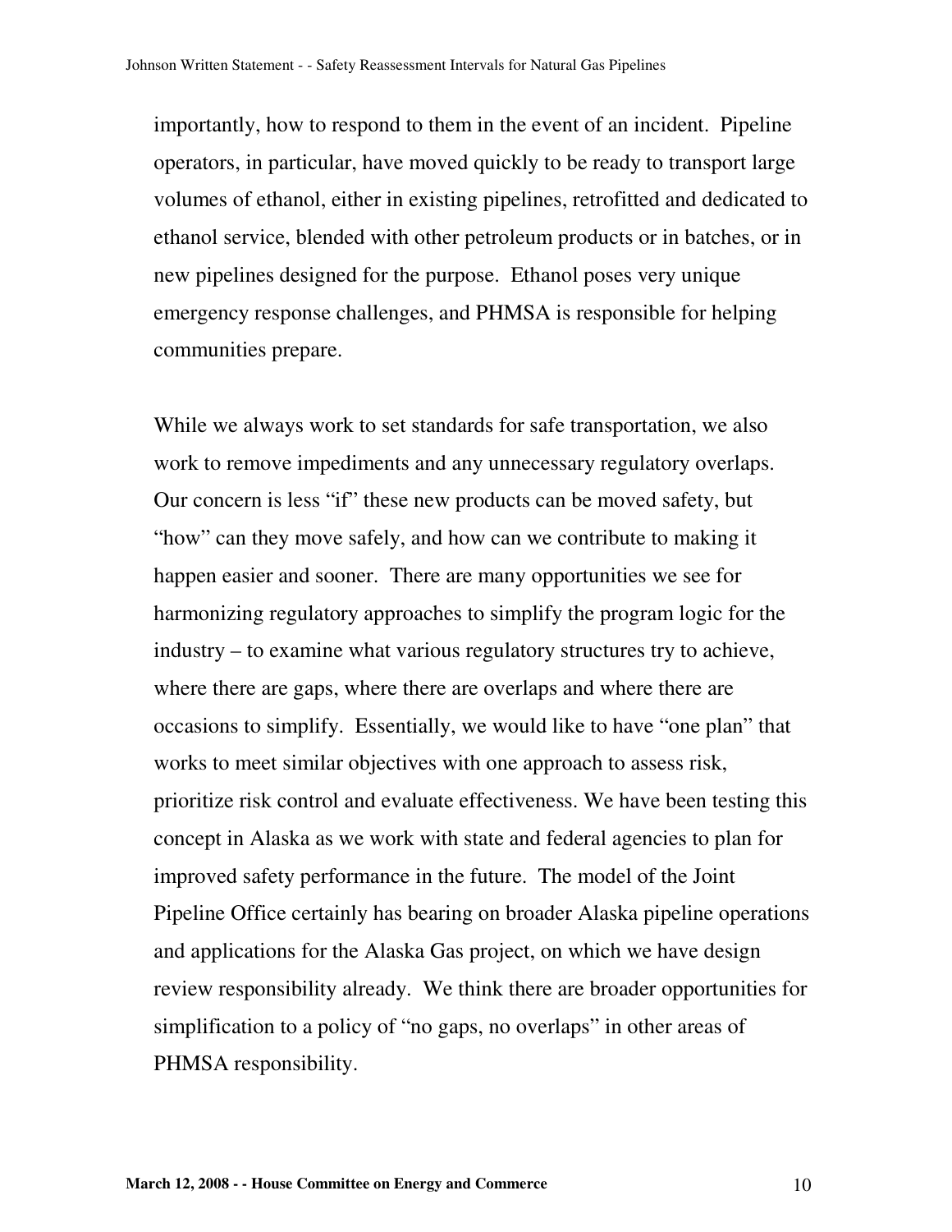importantly, how to respond to them in the event of an incident. Pipeline operators, in particular, have moved quickly to be ready to transport large volumes of ethanol, either in existing pipelines, retrofitted and dedicated to ethanol service, blended with other petroleum products or in batches, or in new pipelines designed for the purpose. Ethanol poses very unique emergency response challenges, and PHMSA is responsible for helping communities prepare.

While we always work to set standards for safe transportation, we also work to remove impediments and any unnecessary regulatory overlaps. Our concern is less "if" these new products can be moved safety, but "how" can they move safely, and how can we contribute to making it happen easier and sooner. There are many opportunities we see for harmonizing regulatory approaches to simplify the program logic for the industry – to examine what various regulatory structures try to achieve, where there are gaps, where there are overlaps and where there are occasions to simplify. Essentially, we would like to have "one plan" that works to meet similar objectives with one approach to assess risk, prioritize risk control and evaluate effectiveness. We have been testing this concept in Alaska as we work with state and federal agencies to plan for improved safety performance in the future. The model of the Joint Pipeline Office certainly has bearing on broader Alaska pipeline operations and applications for the Alaska Gas project, on which we have design review responsibility already. We think there are broader opportunities for simplification to a policy of "no gaps, no overlaps" in other areas of PHMSA responsibility.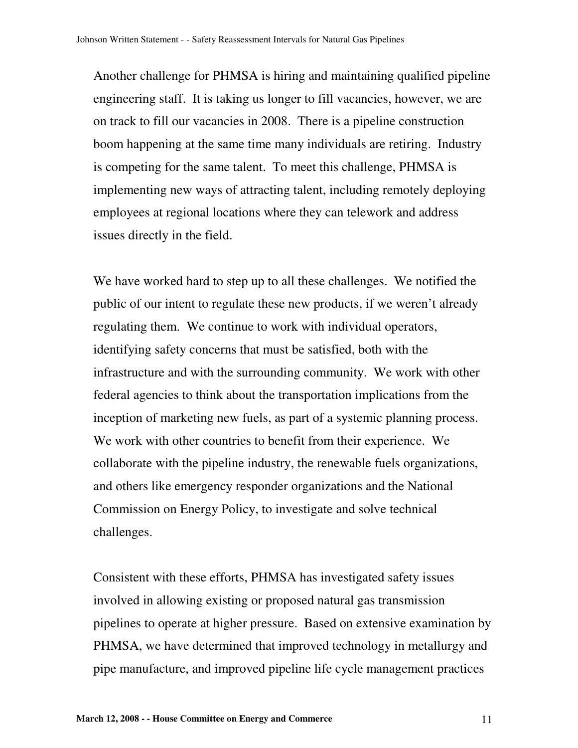Another challenge for PHMSA is hiring and maintaining qualified pipeline engineering staff. It is taking us longer to fill vacancies, however, we are on track to fill our vacancies in 2008. There is a pipeline construction boom happening at the same time many individuals are retiring. Industry is competing for the same talent. To meet this challenge, PHMSA is implementing new ways of attracting talent, including remotely deploying employees at regional locations where they can telework and address issues directly in the field.

We have worked hard to step up to all these challenges. We notified the public of our intent to regulate these new products, if we weren't already regulating them. We continue to work with individual operators, identifying safety concerns that must be satisfied, both with the infrastructure and with the surrounding community. We work with other federal agencies to think about the transportation implications from the inception of marketing new fuels, as part of a systemic planning process. We work with other countries to benefit from their experience. We collaborate with the pipeline industry, the renewable fuels organizations, and others like emergency responder organizations and the National Commission on Energy Policy, to investigate and solve technical challenges.

Consistent with these efforts, PHMSA has investigated safety issues involved in allowing existing or proposed natural gas transmission pipelines to operate at higher pressure. Based on extensive examination by PHMSA, we have determined that improved technology in metallurgy and pipe manufacture, and improved pipeline life cycle management practices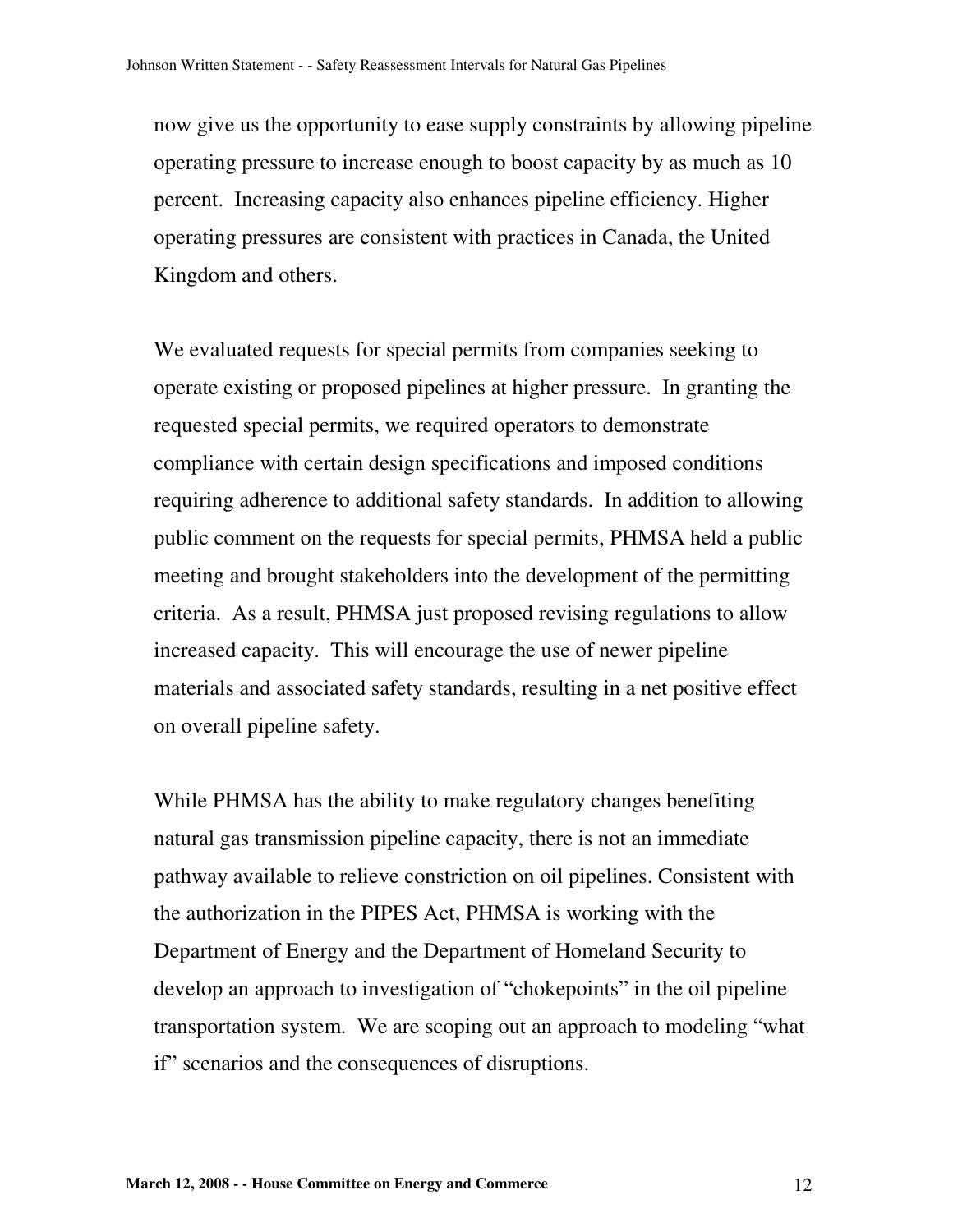now give us the opportunity to ease supply constraints by allowing pipeline operating pressure to increase enough to boost capacity by as much as 10 percent. Increasing capacity also enhances pipeline efficiency. Higher operating pressures are consistent with practices in Canada, the United Kingdom and others.

We evaluated requests for special permits from companies seeking to operate existing or proposed pipelines at higher pressure. In granting the requested special permits, we required operators to demonstrate compliance with certain design specifications and imposed conditions requiring adherence to additional safety standards. In addition to allowing public comment on the requests for special permits, PHMSA held a public meeting and brought stakeholders into the development of the permitting criteria. As a result, PHMSA just proposed revising regulations to allow increased capacity. This will encourage the use of newer pipeline materials and associated safety standards, resulting in a net positive effect on overall pipeline safety.

While PHMSA has the ability to make regulatory changes benefiting natural gas transmission pipeline capacity, there is not an immediate pathway available to relieve constriction on oil pipelines. Consistent with the authorization in the PIPES Act, PHMSA is working with the Department of Energy and the Department of Homeland Security to develop an approach to investigation of "chokepoints" in the oil pipeline transportation system. We are scoping out an approach to modeling "what if" scenarios and the consequences of disruptions.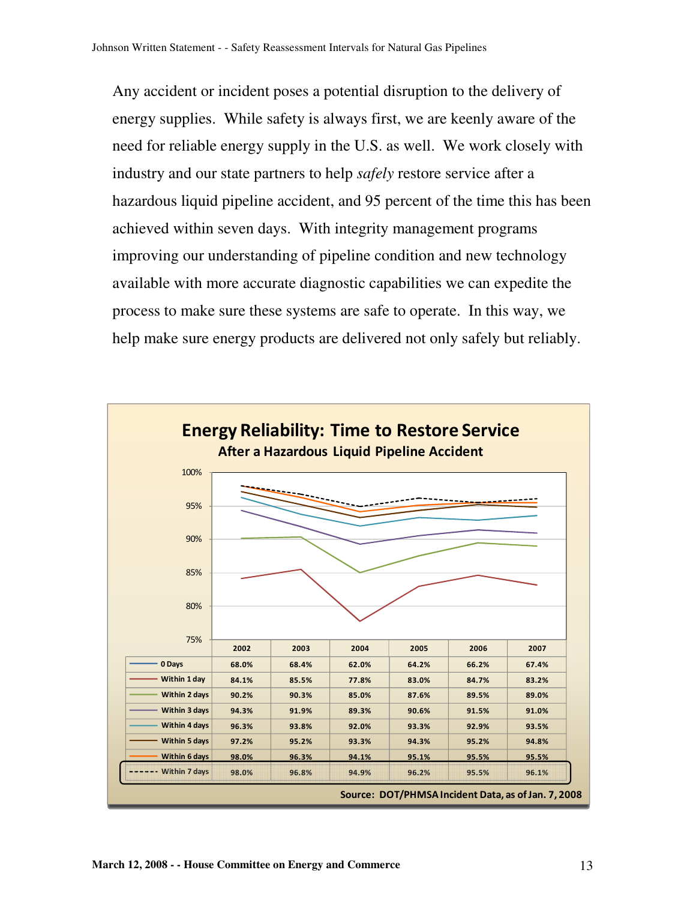Any accident or incident poses a potential disruption to the delivery of energy supplies. While safety is always first, we are keenly aware of the need for reliable energy supply in the U.S. as well. We work closely with industry and our state partners to help *safely* restore service after a hazardous liquid pipeline accident, and 95 percent of the time this has been achieved within seven days. With integrity management programs improving our understanding of pipeline condition and new technology available with more accurate diagnostic capabilities we can expedite the process to make sure these systems are safe to operate. In this way, we help make sure energy products are delivered not only safely but reliably.

**Energy Reliability: Time to Restore Service**

**After a Hazardous Liquid Pipeline Accident**

| | 2002 | 2003 | 2004 | 2005 | 2006 | 2007 |
|---|---|---|---|---|---|---|
| 0 Days | 68.0% | 68.4% | 62.0% | 64.2% | 66.2% | 67.4% |
| Within 1 day | 84.1% | 85.5% | 77.8% | 83.0% | 84.7% | 83.2% |
| Within 2 days | 90.2% | 90.3% | 85.0% | 87.6% | 89.5% | 89.0% |
| Within 3 days | 94.3% | 91.9% | 89.3% | 90.6% | 91.5% | 91.0% |
| Within 4 days | 96.3% | 93.8% | 92.0% | 93.3% | 92.9% | 93.5% |
| Within 5 days | 97.2% | 95.2% | 93.3% | 94.3% | 95.2% | 94.8% |
| Within 6 days | 98.0% | 96.3% | 94.1% | 95.1% | 95.5% | 95.5% |
| Within 7 days | 98.0% | 96.8% | 94.9% | 96.2% | 95.5% | 96.1% |

Source: DOT/PHMSA Incident Data, as of Jan. 7, 2008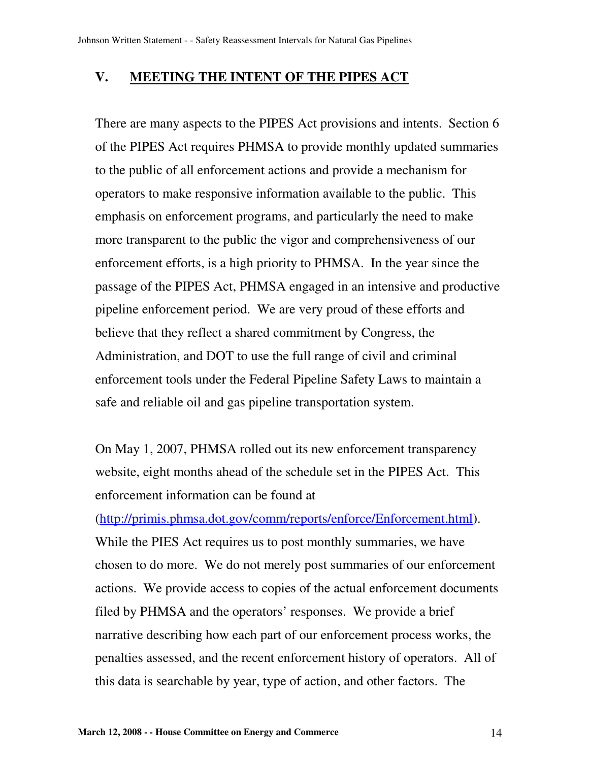## V. MEETING THE INTENT OF THE PIPES ACT

There are many aspects to the PIPES Act provisions and intents. Section 6 of the PIPES Act requires PHMSA to provide monthly updated summaries to the public of all enforcement actions and provide a mechanism for operators to make responsive information available to the public. This emphasis on enforcement programs, and particularly the need to make more transparent to the public the vigor and comprehensiveness of our enforcement efforts, is a high priority to PHMSA. In the year since the passage of the PIPES Act, PHMSA engaged in an intensive and productive pipeline enforcement period. We are very proud of these efforts and believe that they reflect a shared commitment by Congress, the Administration, and DOT to use the full range of civil and criminal enforcement tools under the Federal Pipeline Safety Laws to maintain a safe and reliable oil and gas pipeline transportation system.

On May 1, 2007, PHMSA rolled out its new enforcement transparency website, eight months ahead of the schedule set in the PIPES Act. This enforcement information can be found at (http://primis.phmsa.dot.gov/comm/reports/enforce/Enforcement.html). While the PIES Act requires us to post monthly summaries, we have chosen to do more. We do not merely post summaries of our enforcement actions. We provide access to copies of the actual enforcement documents filed by PHMSA and the operators' responses. We provide a brief narrative describing how each part of our enforcement process works, the penalties assessed, and the recent enforcement history of operators. All of this data is searchable by year, type of action, and other factors. The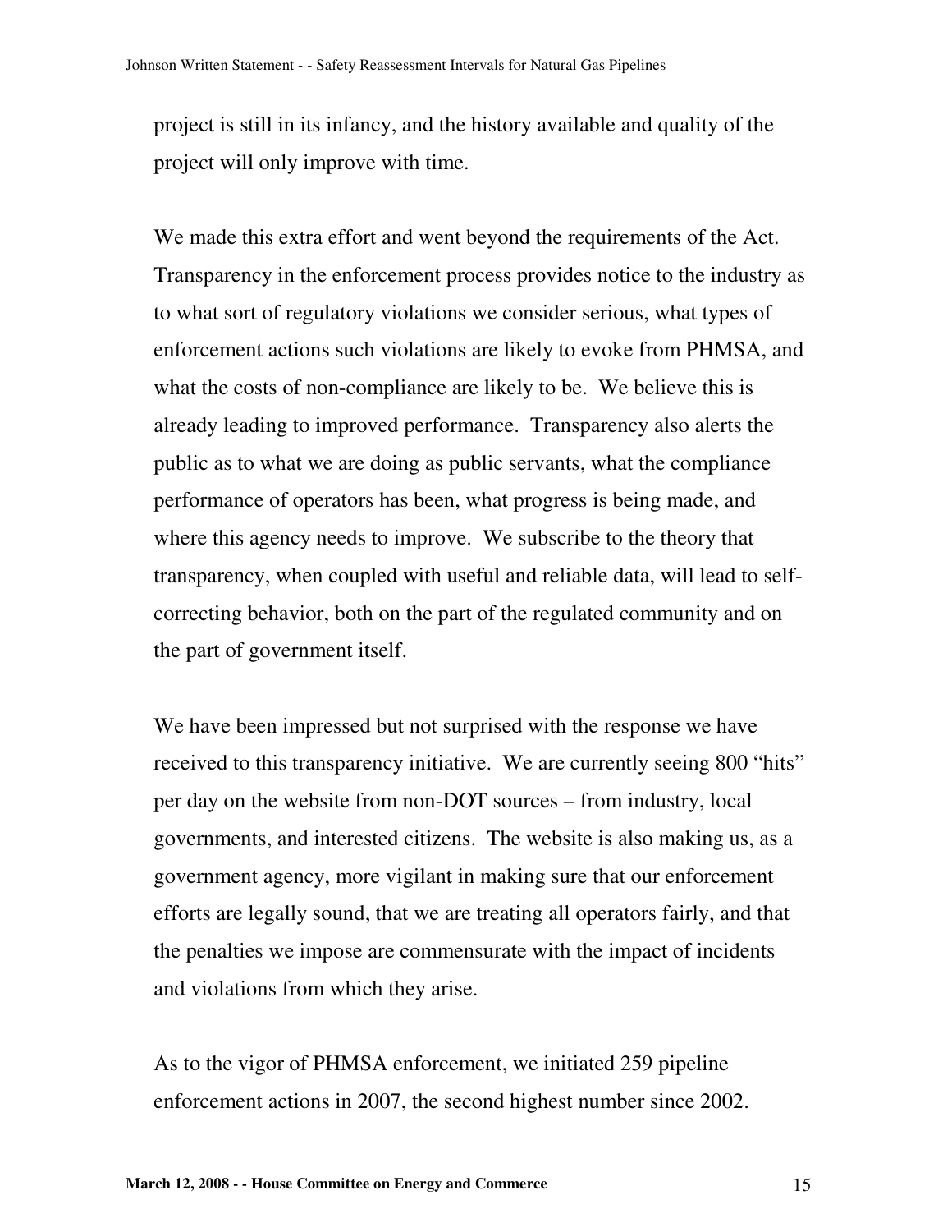project is still in its infancy, and the history available and quality of the project will only improve with time.

We made this extra effort and went beyond the requirements of the Act. Transparency in the enforcement process provides notice to the industry as to what sort of regulatory violations we consider serious, what types of enforcement actions such violations are likely to evoke from PHMSA, and what the costs of non-compliance are likely to be. We believe this is already leading to improved performance. Transparency also alerts the public as to what we are doing as public servants, what the compliance performance of operators has been, what progress is being made, and where this agency needs to improve. We subscribe to the theory that transparency, when coupled with useful and reliable data, will lead to self-correcting behavior, both on the part of the regulated community and on the part of government itself.

We have been impressed but not surprised with the response we have received to this transparency initiative. We are currently seeing 800 "hits" per day on the website from non-DOT sources – from industry, local governments, and interested citizens. The website is also making us, as a government agency, more vigilant in making sure that our enforcement efforts are legally sound, that we are treating all operators fairly, and that the penalties we impose are commensurate with the impact of incidents and violations from which they arise.

As to the vigor of PHMSA enforcement, we initiated 259 pipeline enforcement actions in 2007, the second highest number since 2002.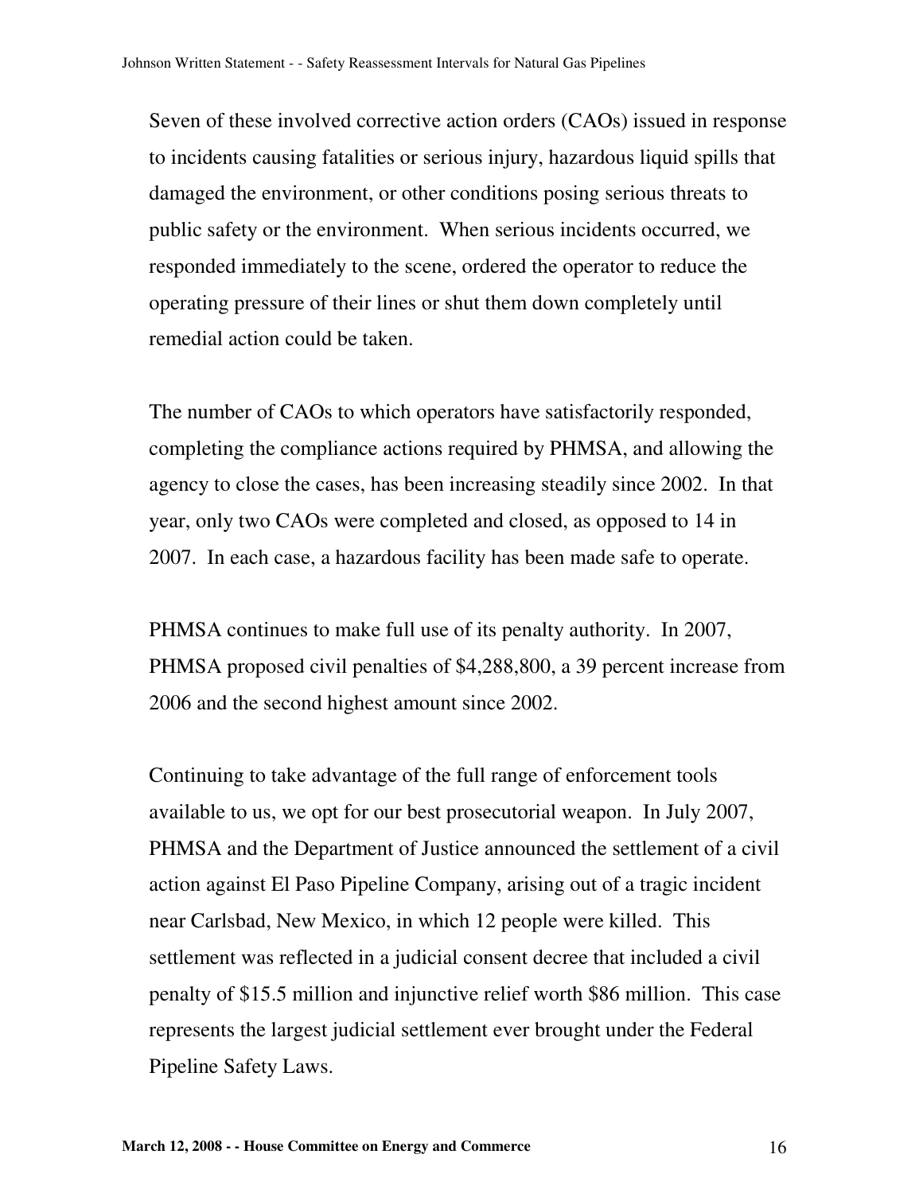Seven of these involved corrective action orders (CAOs) issued in response to incidents causing fatalities or serious injury, hazardous liquid spills that damaged the environment, or other conditions posing serious threats to public safety or the environment. When serious incidents occurred, we responded immediately to the scene, ordered the operator to reduce the operating pressure of their lines or shut them down completely until remedial action could be taken.

The number of CAOs to which operators have satisfactorily responded, completing the compliance actions required by PHMSA, and allowing the agency to close the cases, has been increasing steadily since 2002. In that year, only two CAOs were completed and closed, as opposed to 14 in 2007. In each case, a hazardous facility has been made safe to operate.

PHMSA continues to make full use of its penalty authority. In 2007, PHMSA proposed civil penalties of $4,288,800, a 39 percent increase from 2006 and the second highest amount since 2002.

Continuing to take advantage of the full range of enforcement tools available to us, we opt for our best prosecutorial weapon. In July 2007, PHMSA and the Department of Justice announced the settlement of a civil action against El Paso Pipeline Company, arising out of a tragic incident near Carlsbad, New Mexico, in which 12 people were killed. This settlement was reflected in a judicial consent decree that included a civil penalty of $15.5 million and injunctive relief worth $86 million. This case represents the largest judicial settlement ever brought under the Federal Pipeline Safety Laws.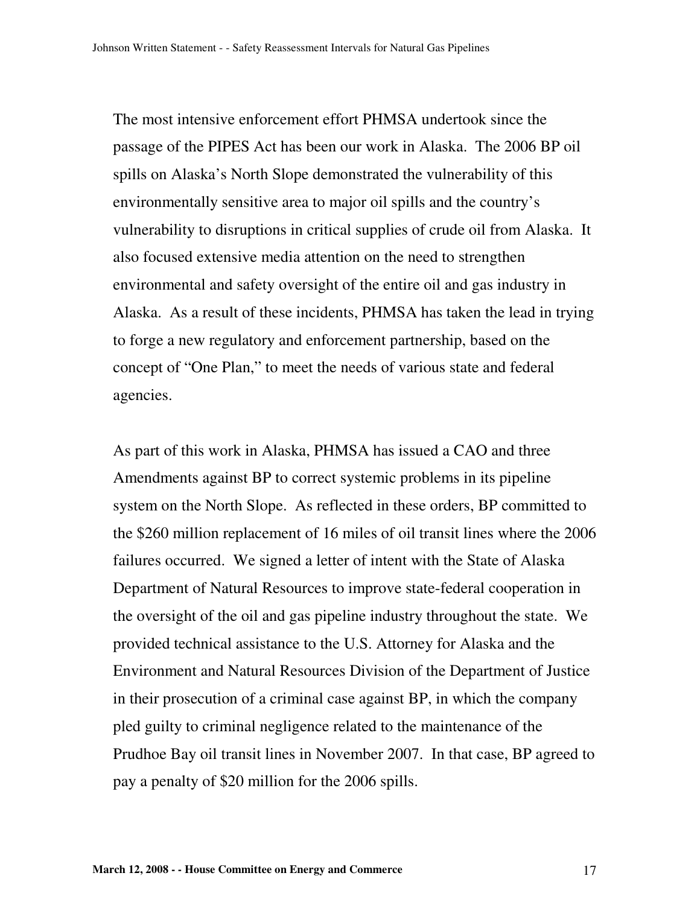The most intensive enforcement effort PHMSA undertook since the passage of the PIPES Act has been our work in Alaska. The 2006 BP oil spills on Alaska's North Slope demonstrated the vulnerability of this environmentally sensitive area to major oil spills and the country's vulnerability to disruptions in critical supplies of crude oil from Alaska. It also focused extensive media attention on the need to strengthen environmental and safety oversight of the entire oil and gas industry in Alaska. As a result of these incidents, PHMSA has taken the lead in trying to forge a new regulatory and enforcement partnership, based on the concept of "One Plan," to meet the needs of various state and federal agencies.

As part of this work in Alaska, PHMSA has issued a CAO and three Amendments against BP to correct systemic problems in its pipeline system on the North Slope. As reflected in these orders, BP committed to the $260 million replacement of 16 miles of oil transit lines where the 2006 failures occurred. We signed a letter of intent with the State of Alaska Department of Natural Resources to improve state-federal cooperation in the oversight of the oil and gas pipeline industry throughout the state. We provided technical assistance to the U.S. Attorney for Alaska and the Environment and Natural Resources Division of the Department of Justice in their prosecution of a criminal case against BP, in which the company pled guilty to criminal negligence related to the maintenance of the Prudhoe Bay oil transit lines in November 2007. In that case, BP agreed to pay a penalty of $20 million for the 2006 spills.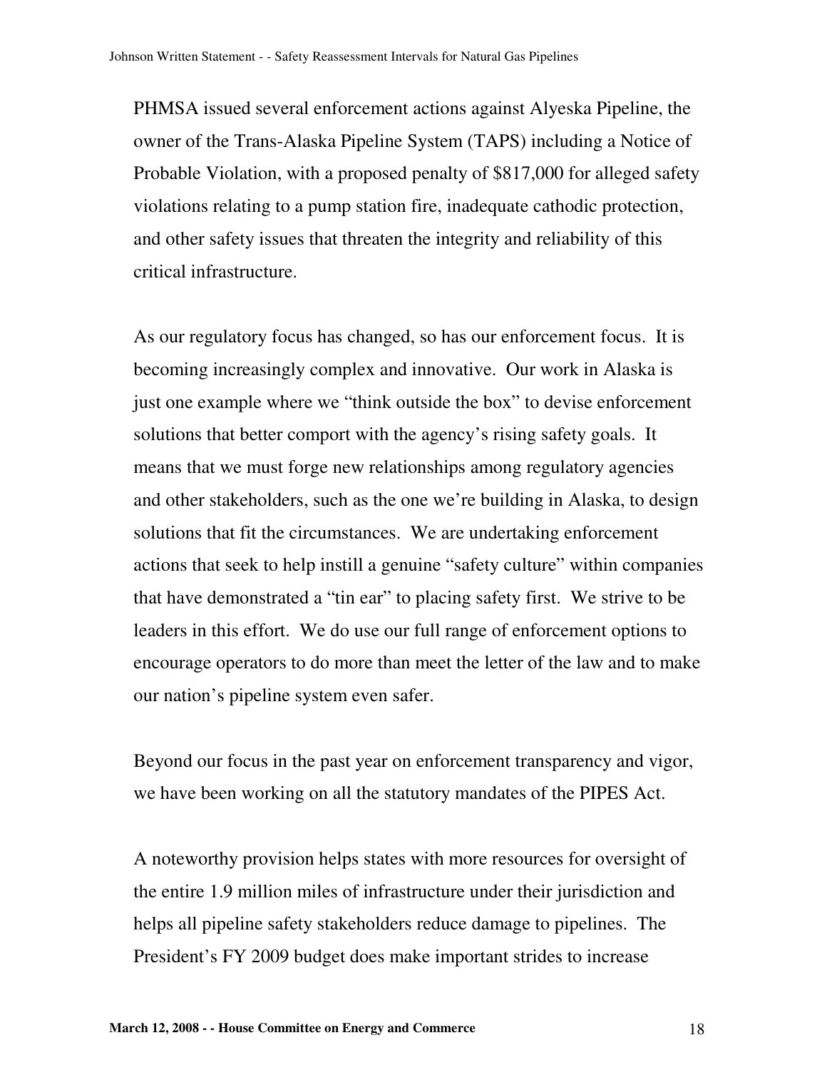PHMSA issued several enforcement actions against Alyeska Pipeline, the owner of the Trans-Alaska Pipeline System (TAPS) including a Notice of Probable Violation, with a proposed penalty of $817,000 for alleged safety violations relating to a pump station fire, inadequate cathodic protection, and other safety issues that threaten the integrity and reliability of this critical infrastructure.

As our regulatory focus has changed, so has our enforcement focus. It is becoming increasingly complex and innovative. Our work in Alaska is just one example where we "think outside the box" to devise enforcement solutions that better comport with the agency's rising safety goals. It means that we must forge new relationships among regulatory agencies and other stakeholders, such as the one we're building in Alaska, to design solutions that fit the circumstances. We are undertaking enforcement actions that seek to help instill a genuine "safety culture" within companies that have demonstrated a "tin ear" to placing safety first. We strive to be leaders in this effort. We do use our full range of enforcement options to encourage operators to do more than meet the letter of the law and to make our nation's pipeline system even safer.

Beyond our focus in the past year on enforcement transparency and vigor, we have been working on all the statutory mandates of the PIPES Act.

A noteworthy provision helps states with more resources for oversight of the entire 1.9 million miles of infrastructure under their jurisdiction and helps all pipeline safety stakeholders reduce damage to pipelines. The President's FY 2009 budget does make important strides to increase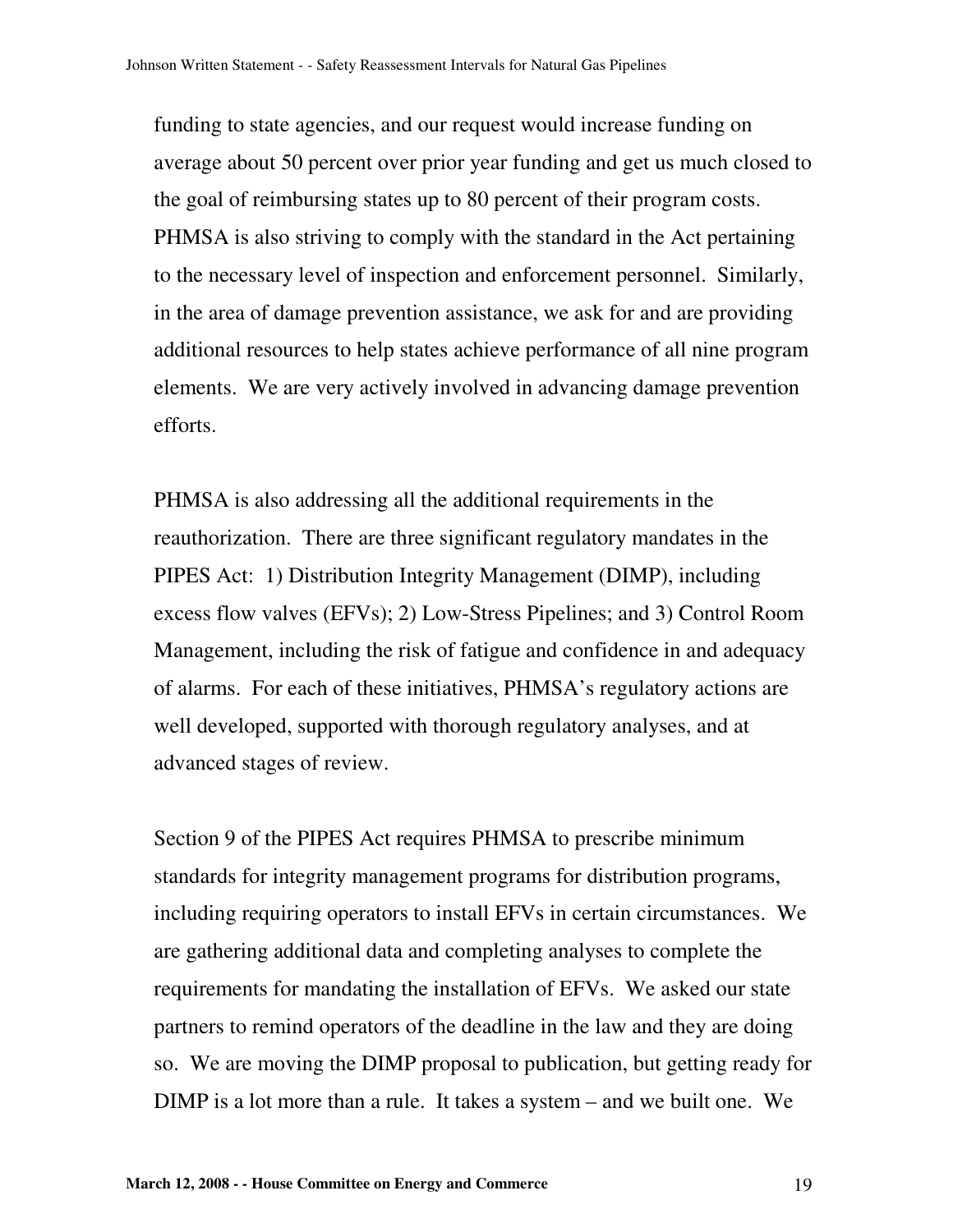funding to state agencies, and our request would increase funding on average about 50 percent over prior year funding and get us much closed to the goal of reimbursing states up to 80 percent of their program costs. PHMSA is also striving to comply with the standard in the Act pertaining to the necessary level of inspection and enforcement personnel. Similarly, in the area of damage prevention assistance, we ask for and are providing additional resources to help states achieve performance of all nine program elements. We are very actively involved in advancing damage prevention efforts.

PHMSA is also addressing all the additional requirements in the reauthorization. There are three significant regulatory mandates in the PIPES Act: 1) Distribution Integrity Management (DIMP), including excess flow valves (EFVs); 2) Low-Stress Pipelines; and 3) Control Room Management, including the risk of fatigue and confidence in and adequacy of alarms. For each of these initiatives, PHMSA's regulatory actions are well developed, supported with thorough regulatory analyses, and at advanced stages of review.

Section 9 of the PIPES Act requires PHMSA to prescribe minimum standards for integrity management programs for distribution programs, including requiring operators to install EFVs in certain circumstances. We are gathering additional data and completing analyses to complete the requirements for mandating the installation of EFVs. We asked our state partners to remind operators of the deadline in the law and they are doing so. We are moving the DIMP proposal to publication, but getting ready for DIMP is a lot more than a rule. It takes a system – and we built one. We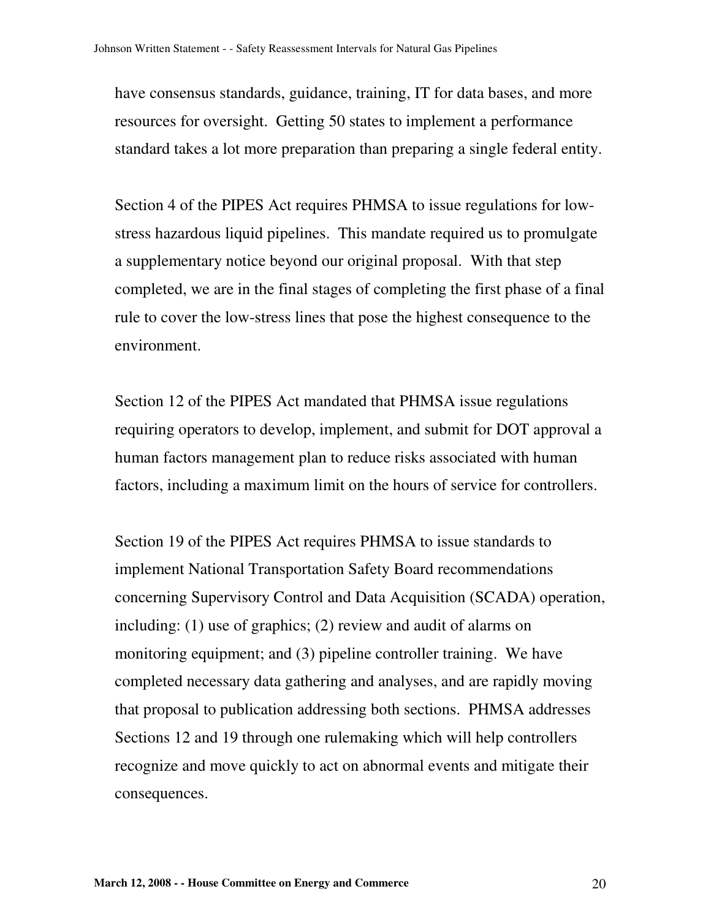have consensus standards, guidance, training, IT for data bases, and more resources for oversight. Getting 50 states to implement a performance standard takes a lot more preparation than preparing a single federal entity.

Section 4 of the PIPES Act requires PHMSA to issue regulations for low-stress hazardous liquid pipelines. This mandate required us to promulgate a supplementary notice beyond our original proposal. With that step completed, we are in the final stages of completing the first phase of a final rule to cover the low-stress lines that pose the highest consequence to the environment.

Section 12 of the PIPES Act mandated that PHMSA issue regulations requiring operators to develop, implement, and submit for DOT approval a human factors management plan to reduce risks associated with human factors, including a maximum limit on the hours of service for controllers.

Section 19 of the PIPES Act requires PHMSA to issue standards to implement National Transportation Safety Board recommendations concerning Supervisory Control and Data Acquisition (SCADA) operation, including: (1) use of graphics; (2) review and audit of alarms on monitoring equipment; and (3) pipeline controller training. We have completed necessary data gathering and analyses, and are rapidly moving that proposal to publication addressing both sections. PHMSA addresses Sections 12 and 19 through one rulemaking which will help controllers recognize and move quickly to act on abnormal events and mitigate their consequences.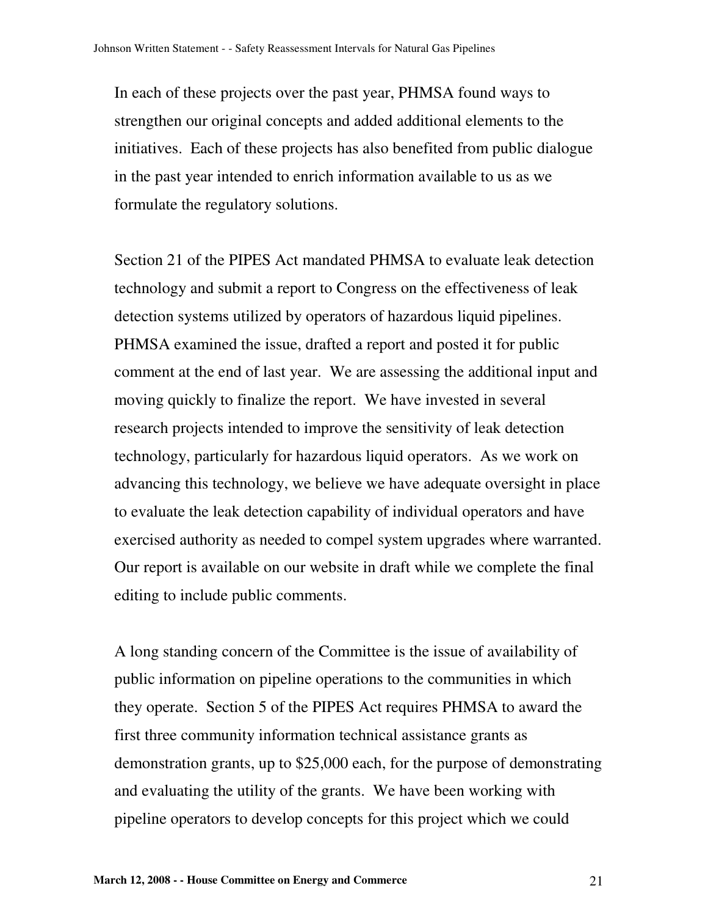In each of these projects over the past year, PHMSA found ways to strengthen our original concepts and added additional elements to the initiatives. Each of these projects has also benefited from public dialogue in the past year intended to enrich information available to us as we formulate the regulatory solutions.

Section 21 of the PIPES Act mandated PHMSA to evaluate leak detection technology and submit a report to Congress on the effectiveness of leak detection systems utilized by operators of hazardous liquid pipelines. PHMSA examined the issue, drafted a report and posted it for public comment at the end of last year. We are assessing the additional input and moving quickly to finalize the report. We have invested in several research projects intended to improve the sensitivity of leak detection technology, particularly for hazardous liquid operators. As we work on advancing this technology, we believe we have adequate oversight in place to evaluate the leak detection capability of individual operators and have exercised authority as needed to compel system upgrades where warranted. Our report is available on our website in draft while we complete the final editing to include public comments.

A long standing concern of the Committee is the issue of availability of public information on pipeline operations to the communities in which they operate. Section 5 of the PIPES Act requires PHMSA to award the first three community information technical assistance grants as demonstration grants, up to $25,000 each, for the purpose of demonstrating and evaluating the utility of the grants. We have been working with pipeline operators to develop concepts for this project which we could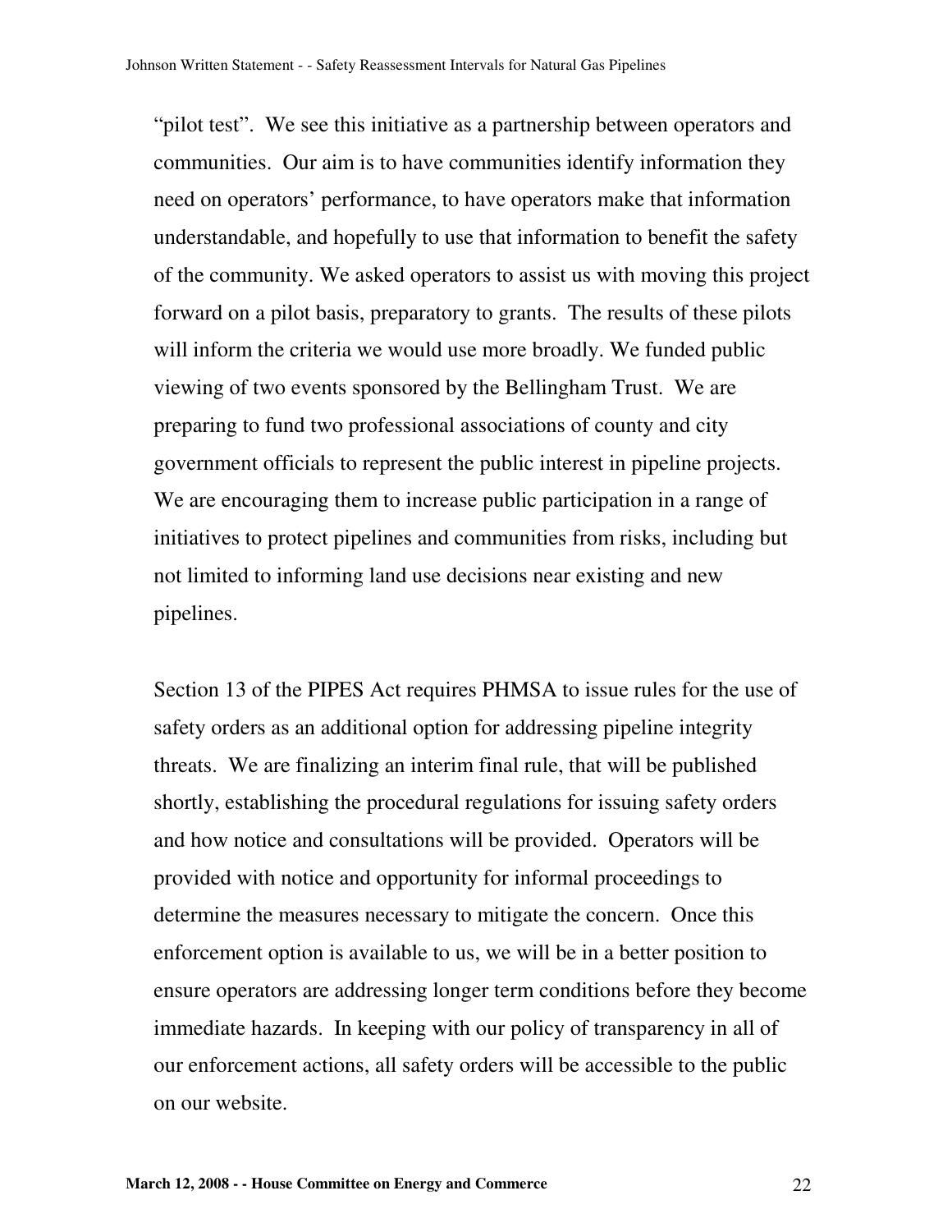"pilot test". We see this initiative as a partnership between operators and communities. Our aim is to have communities identify information they need on operators' performance, to have operators make that information understandable, and hopefully to use that information to benefit the safety of the community. We asked operators to assist us with moving this project forward on a pilot basis, preparatory to grants. The results of these pilots will inform the criteria we would use more broadly. We funded public viewing of two events sponsored by the Bellingham Trust. We are preparing to fund two professional associations of county and city government officials to represent the public interest in pipeline projects. We are encouraging them to increase public participation in a range of initiatives to protect pipelines and communities from risks, including but not limited to informing land use decisions near existing and new pipelines.

Section 13 of the PIPES Act requires PHMSA to issue rules for the use of safety orders as an additional option for addressing pipeline integrity threats. We are finalizing an interim final rule, that will be published shortly, establishing the procedural regulations for issuing safety orders and how notice and consultations will be provided. Operators will be provided with notice and opportunity for informal proceedings to determine the measures necessary to mitigate the concern. Once this enforcement option is available to us, we will be in a better position to ensure operators are addressing longer term conditions before they become immediate hazards. In keeping with our policy of transparency in all of our enforcement actions, all safety orders will be accessible to the public on our website.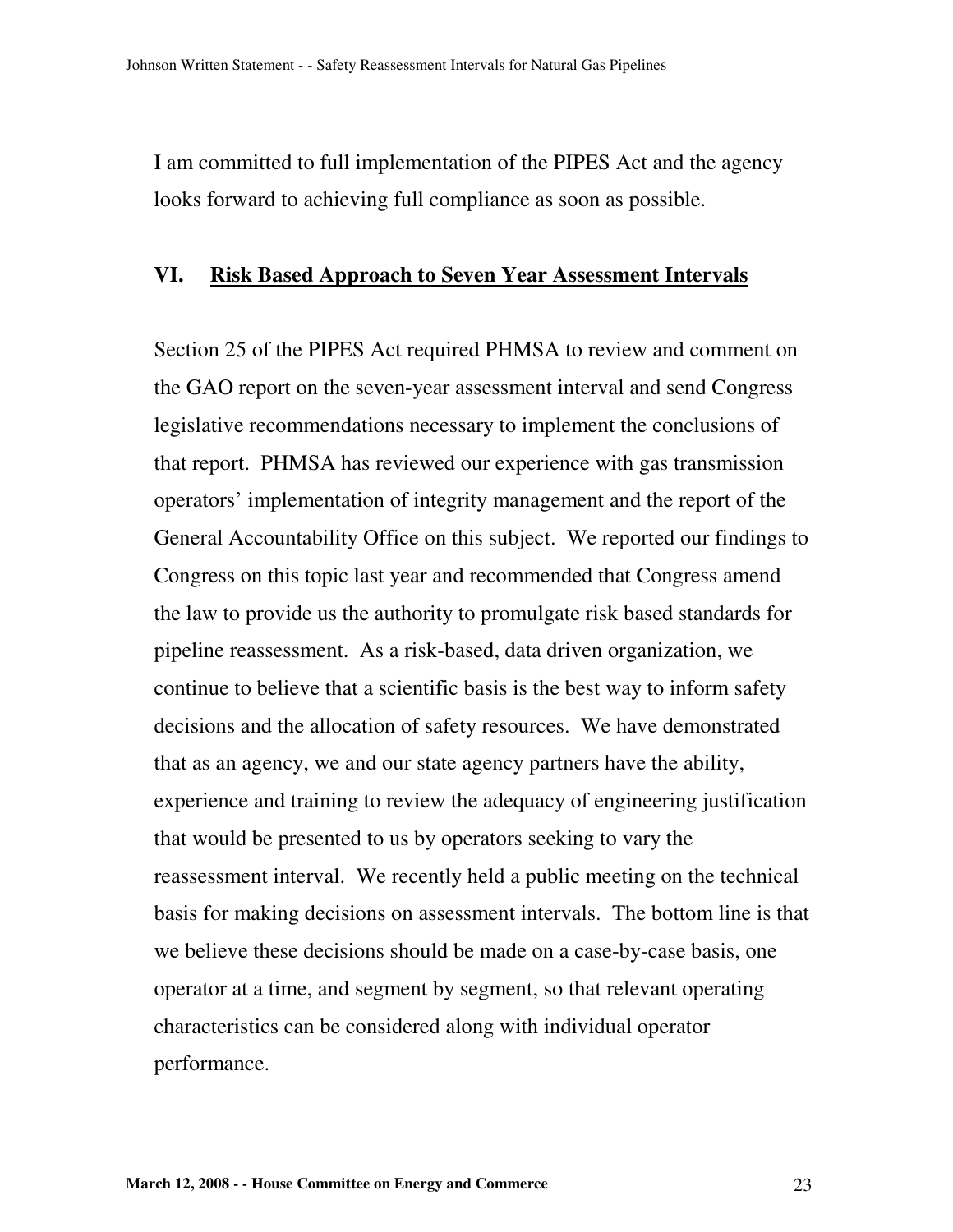I am committed to full implementation of the PIPES Act and the agency looks forward to achieving full compliance as soon as possible.

## VI. Risk Based Approach to Seven Year Assessment Intervals

Section 25 of the PIPES Act required PHMSA to review and comment on the GAO report on the seven-year assessment interval and send Congress legislative recommendations necessary to implement the conclusions of that report. PHMSA has reviewed our experience with gas transmission operators' implementation of integrity management and the report of the General Accountability Office on this subject. We reported our findings to Congress on this topic last year and recommended that Congress amend the law to provide us the authority to promulgate risk based standards for pipeline reassessment. As a risk-based, data driven organization, we continue to believe that a scientific basis is the best way to inform safety decisions and the allocation of safety resources. We have demonstrated that as an agency, we and our state agency partners have the ability, experience and training to review the adequacy of engineering justification that would be presented to us by operators seeking to vary the reassessment interval. We recently held a public meeting on the technical basis for making decisions on assessment intervals. The bottom line is that we believe these decisions should be made on a case-by-case basis, one operator at a time, and segment by segment, so that relevant operating characteristics can be considered along with individual operator performance.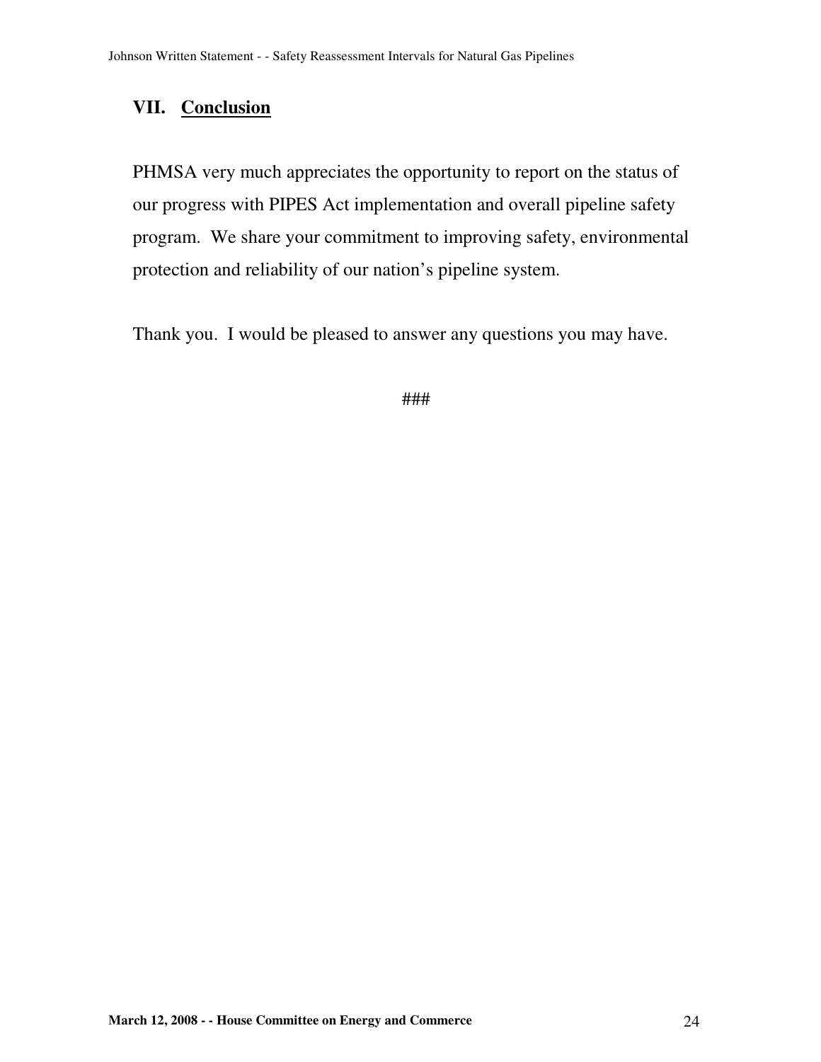## VII. Conclusion

PHMSA very much appreciates the opportunity to report on the status of our progress with PIPES Act implementation and overall pipeline safety program. We share your commitment to improving safety, environmental protection and reliability of our nation's pipeline system.

Thank you. I would be pleased to answer any questions you may have.

###